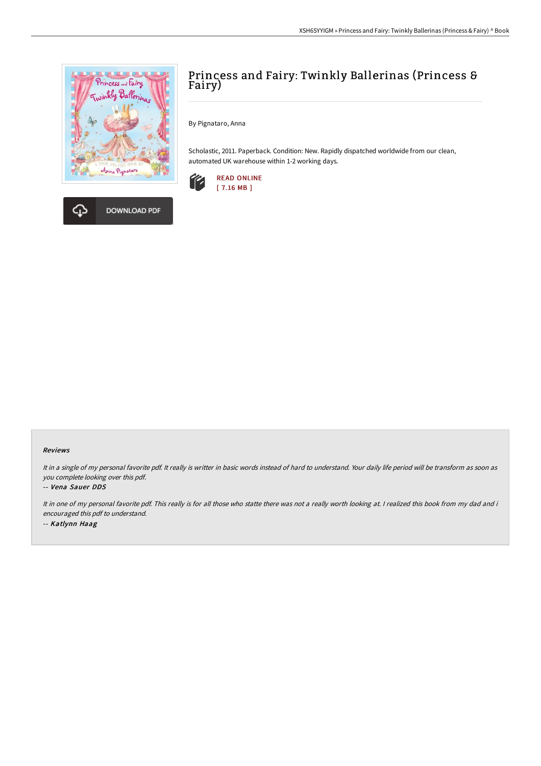# Princess and Fairy: Twinkly Ballerinas (Princess & Fairy)

By Pignataro, Anna

Scholastic, 2011. Paperback. Condition: New. Rapidly dispatched worldwide from our clean, automated UK warehouse within 1-2 working days.

READ ONLINE
[ 7.16 MB ]

DOWNLOAD PDF

## Reviews

*It in a single of my personal favorite pdf. It really is writter in basic words instead of hard to understand. Your daily life period will be transform as soon as you complete looking over this pdf.*

-- *Vena Sauer DDS*

*It in one of my personal favorite pdf. This really is for all those who statte there was not a really worth looking at. I realized this book from my dad and i encouraged this pdf to understand.*

-- *Katlynn Haag*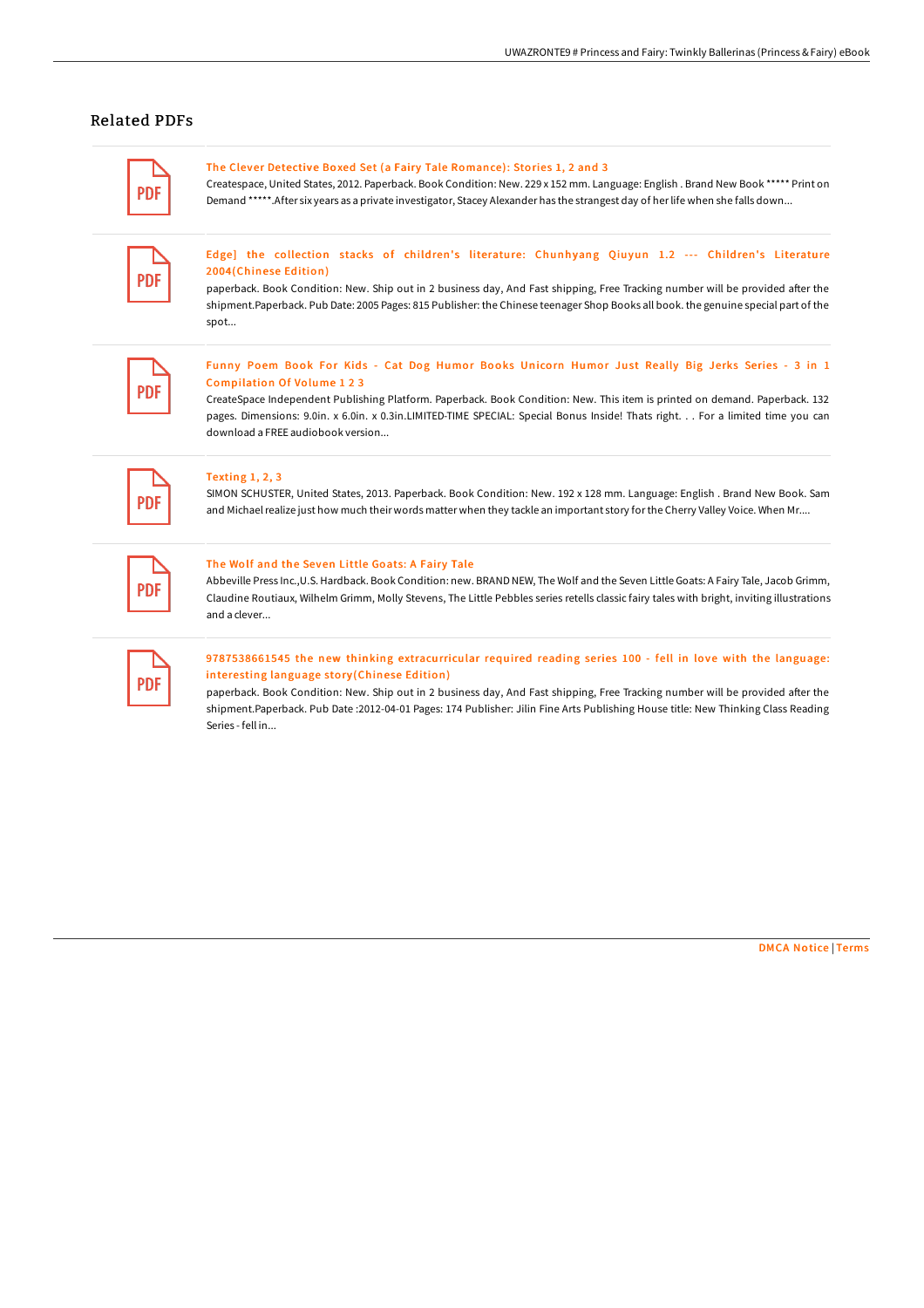## Related PDFs

PDF

The Clever Detective Boxed Set (a Fairy Tale Romance): Stories 1, 2 and 3

Createspace, United States, 2012. Paperback. Book Condition: New. 229 x 152 mm. Language: English . Brand New Book ***** Print on Demand *****.After six years as a private investigator, Stacey Alexander has the strangest day of her life when she falls down...

PDF

Edge] the collection stacks of children's literature: Chunhyang Qiuyun 1.2 --- Children's Literature 2004(Chinese Edition)

paperback. Book Condition: New. Ship out in 2 business day, And Fast shipping, Free Tracking number will be provided after the shipment.Paperback. Pub Date: 2005 Pages: 815 Publisher: the Chinese teenager Shop Books all book. the genuine special part of the spot...

PDF

Funny Poem Book For Kids - Cat Dog Humor Books Unicorn Humor Just Really Big Jerks Series - 3 in 1 Compilation Of Volume 1 2 3

CreateSpace Independent Publishing Platform. Paperback. Book Condition: New. This item is printed on demand. Paperback. 132 pages. Dimensions: 9.0in. x 6.0in. x 0.3in.LIMITED-TIME SPECIAL: Special Bonus Inside! Thats right. . . For a limited time you can download a FREE audiobook version...

PDF

Texting 1, 2, 3

SIMON SCHUSTER, United States, 2013. Paperback. Book Condition: New. 192 x 128 mm. Language: English . Brand New Book. Sam and Michael realize just how much their words matter when they tackle an important story for the Cherry Valley Voice. When Mr....

PDF

The Wolf and the Seven Little Goats: A Fairy Tale

Abbeville Press Inc.,U.S. Hardback. Book Condition: new. BRAND NEW, The Wolf and the Seven Little Goats: A Fairy Tale, Jacob Grimm, Claudine Routiaux, Wilhelm Grimm, Molly Stevens, The Little Pebbles series retells classic fairy tales with bright, inviting illustrations and a clever...

PDF

9787538661545 the new thinking extracurricular required reading series 100 - fell in love with the language: interesting language story(Chinese Edition)

paperback. Book Condition: New. Ship out in 2 business day, And Fast shipping, Free Tracking number will be provided after the shipment.Paperback. Pub Date :2012-04-01 Pages: 174 Publisher: Jilin Fine Arts Publishing House title: New Thinking Class Reading Series - fell in...

DMCA Notice | Terms